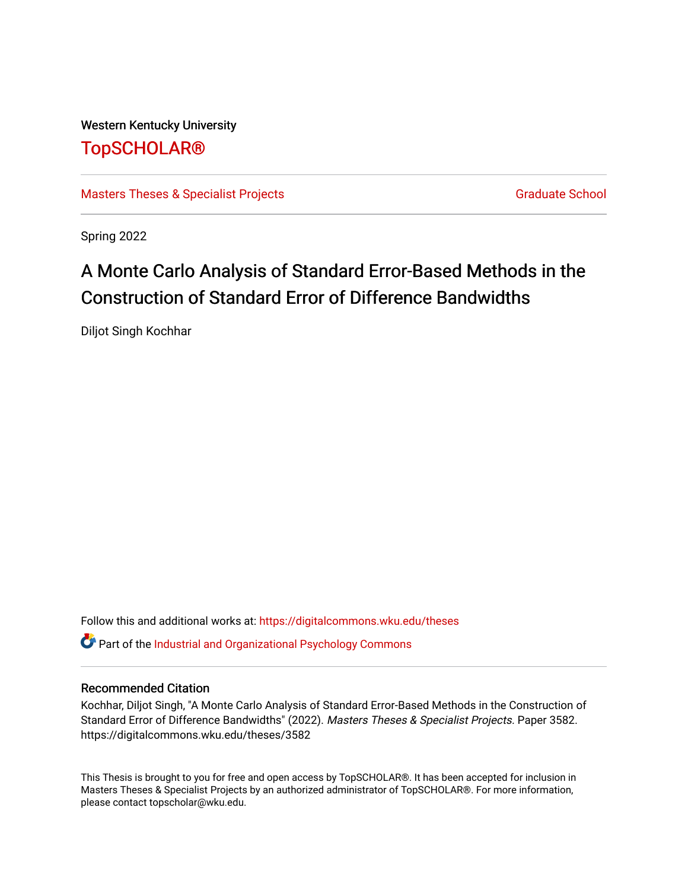Western Kentucky University

# TopSCHOLAR®

Masters Theses & Specialist Projects

Graduate School

Spring 2022

## A Monte Carlo Analysis of Standard Error-Based Methods in the Construction of Standard Error of Difference Bandwidths

Diljot Singh Kochhar

Follow this and additional works at: https://digitalcommons.wku.edu/theses

Part of the Industrial and Organizational Psychology Commons

### Recommended Citation

Kochhar, Diljot Singh, "A Monte Carlo Analysis of Standard Error-Based Methods in the Construction of Standard Error of Difference Bandwidths" (2022). *Masters Theses & Specialist Projects.* Paper 3582. https://digitalcommons.wku.edu/theses/3582

This Thesis is brought to you for free and open access by TopSCHOLAR®. It has been accepted for inclusion in Masters Theses & Specialist Projects by an authorized administrator of TopSCHOLAR®. For more information, please contact topscholar@wku.edu.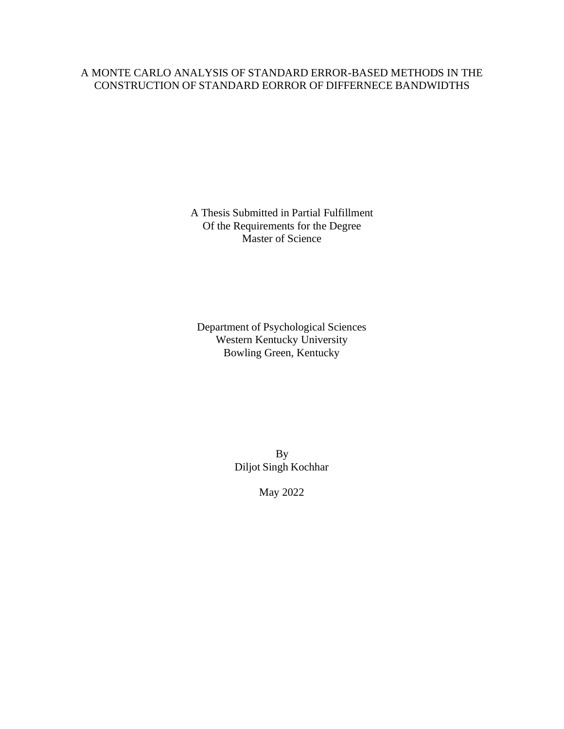A MONTE CARLO ANALYSIS OF STANDARD ERROR-BASED METHODS IN THE CONSTRUCTION OF STANDARD EORROR OF DIFFERNECE BANDWIDTHS

A Thesis Submitted in Partial Fulfillment
Of the Requirements for the Degree
Master of Science

Department of Psychological Sciences
Western Kentucky University
Bowling Green, Kentucky

By
Diljot Singh Kochhar

May 2022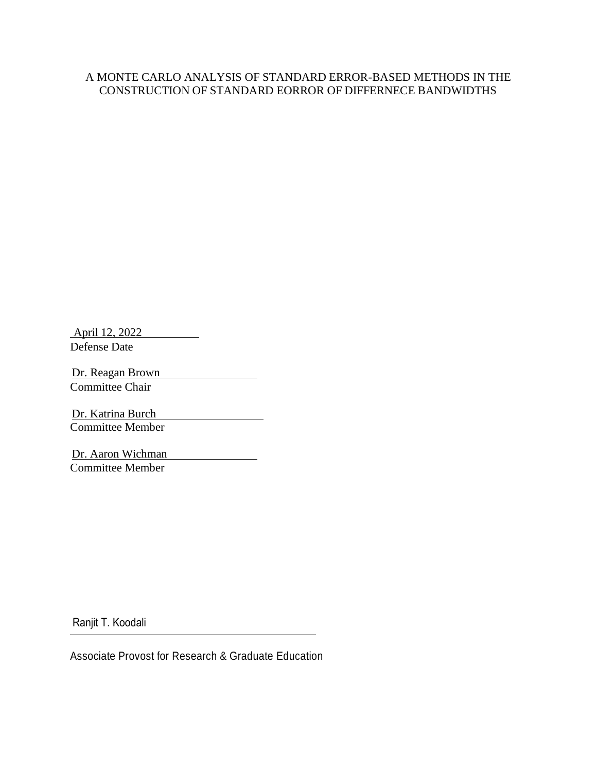A MONTE CARLO ANALYSIS OF STANDARD ERROR-BASED METHODS IN THE CONSTRUCTION OF STANDARD EORROR OF DIFFERNECE BANDWIDTHS

April 12, 2022
Defense Date

Dr. Reagan Brown
Committee Chair

Dr. Katrina Burch
Committee Member

Dr. Aaron Wichman
Committee Member

Ranjit T. Koodali

Associate Provost for Research & Graduate Education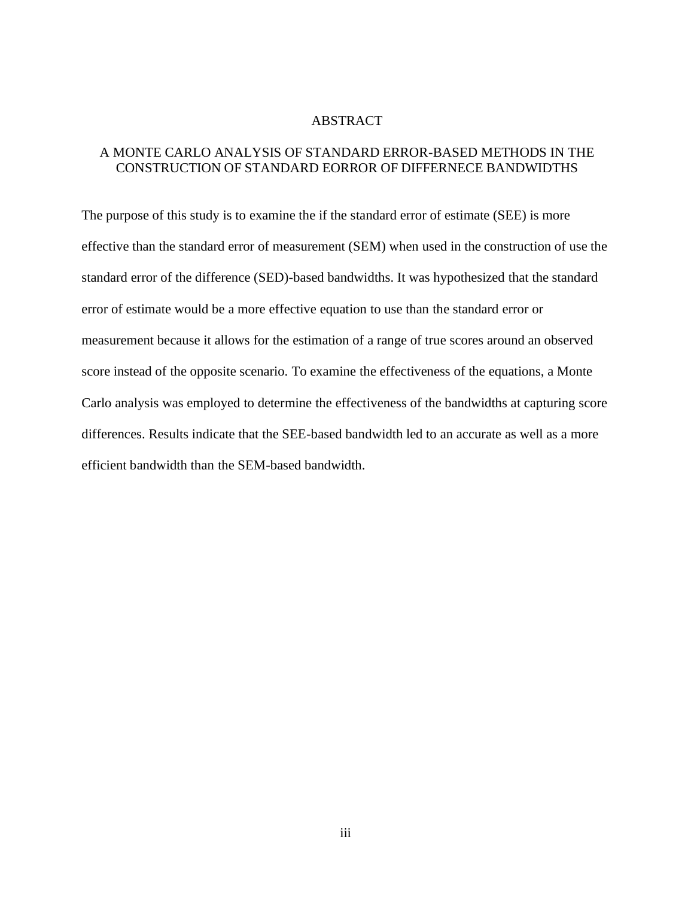# ABSTRACT

## A MONTE CARLO ANALYSIS OF STANDARD ERROR-BASED METHODS IN THE CONSTRUCTION OF STANDARD EORROR OF DIFFERNECE BANDWIDTHS

The purpose of this study is to examine the if the standard error of estimate (SEE) is more effective than the standard error of measurement (SEM) when used in the construction of use the standard error of the difference (SED)-based bandwidths. It was hypothesized that the standard error of estimate would be a more effective equation to use than the standard error or measurement because it allows for the estimation of a range of true scores around an observed score instead of the opposite scenario. To examine the effectiveness of the equations, a Monte Carlo analysis was employed to determine the effectiveness of the bandwidths at capturing score differences. Results indicate that the SEE-based bandwidth led to an accurate as well as a more efficient bandwidth than the SEM-based bandwidth.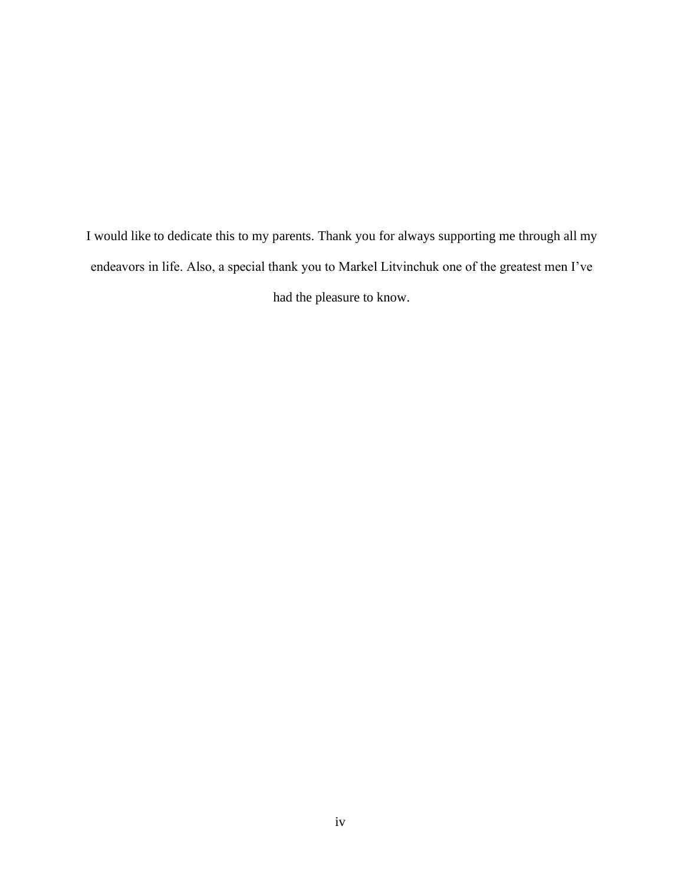I would like to dedicate this to my parents. Thank you for always supporting me through all my endeavors in life. Also, a special thank you to Markel Litvinchuk one of the greatest men I've had the pleasure to know.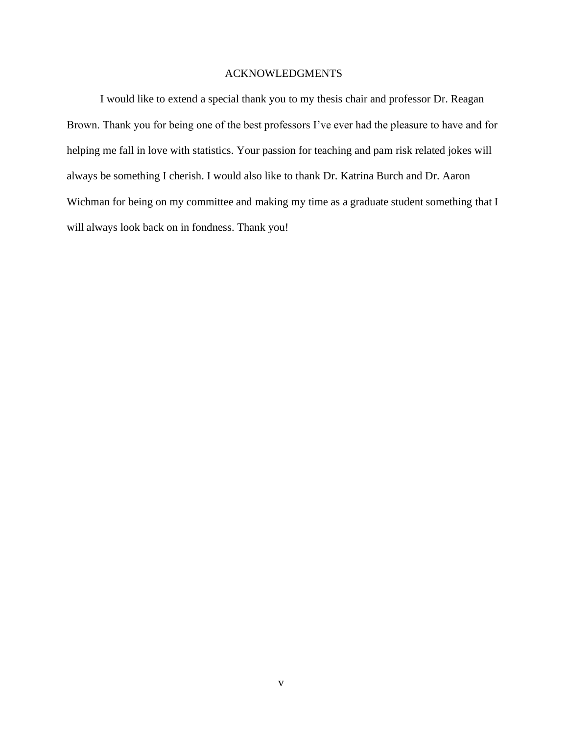## ACKNOWLEDGMENTS

I would like to extend a special thank you to my thesis chair and professor Dr. Reagan Brown. Thank you for being one of the best professors I've ever had the pleasure to have and for helping me fall in love with statistics. Your passion for teaching and pam risk related jokes will always be something I cherish. I would also like to thank Dr. Katrina Burch and Dr. Aaron Wichman for being on my committee and making my time as a graduate student something that I will always look back on in fondness. Thank you!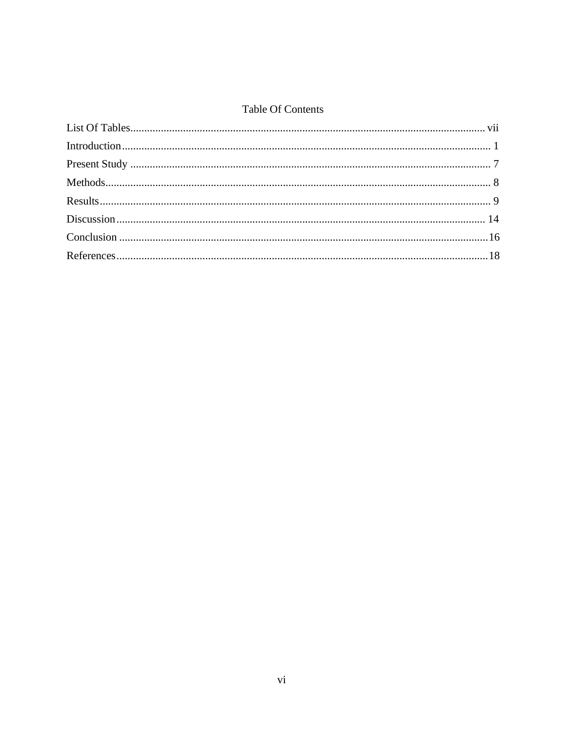# Table Of Contents

List Of Tables ........................................................................................................................ vii

Introduction .............................................................................................................................. 1

Present Study ........................................................................................................................... 7

Methods .................................................................................................................................... 8

Results ...................................................................................................................................... 9

Discussion ............................................................................................................................... 14

Conclusion .............................................................................................................................. 16

References ............................................................................................................................... 18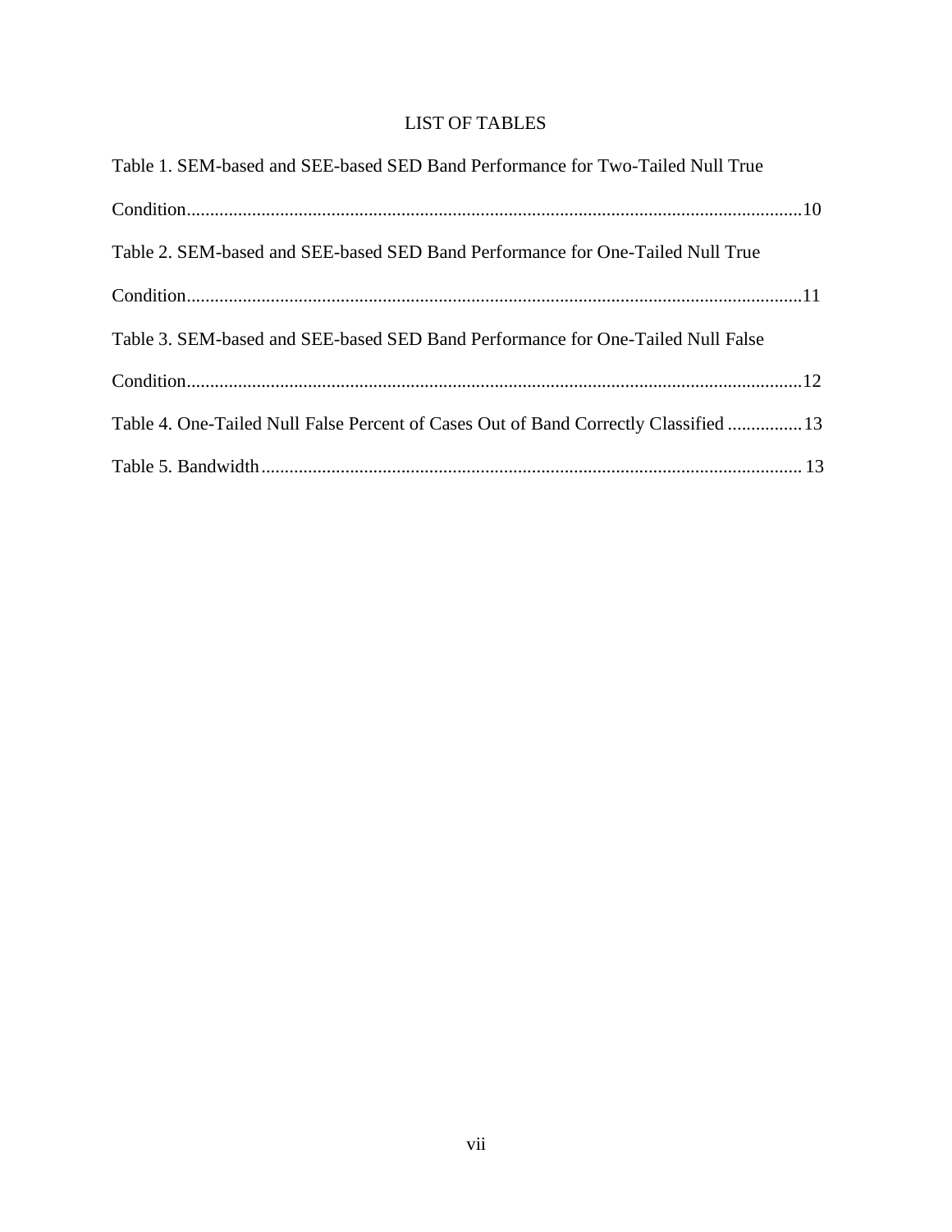# LIST OF TABLES

Table 1. SEM-based and SEE-based SED Band Performance for Two-Tailed Null True Condition....................................................................................................................................10

Table 2. SEM-based and SEE-based SED Band Performance for One-Tailed Null True Condition....................................................................................................................................11

Table 3. SEM-based and SEE-based SED Band Performance for One-Tailed Null False Condition....................................................................................................................................12

Table 4. One-Tailed Null False Percent of Cases Out of Band Correctly Classified ................13

Table 5. Bandwidth.................................................................................................................... 13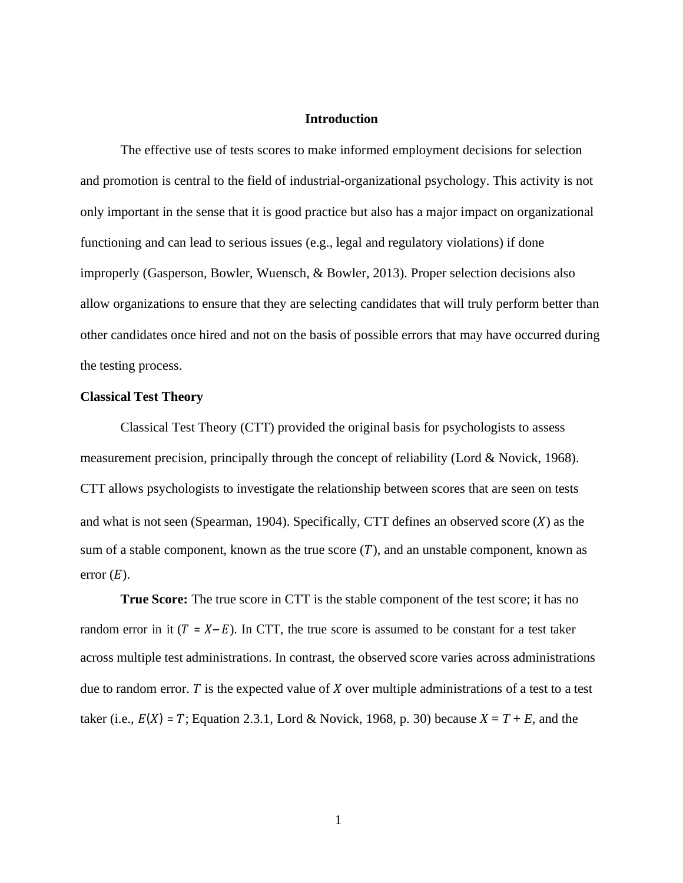# Introduction

The effective use of tests scores to make informed employment decisions for selection and promotion is central to the field of industrial-organizational psychology. This activity is not only important in the sense that it is good practice but also has a major impact on organizational functioning and can lead to serious issues (e.g., legal and regulatory violations) if done improperly (Gasperson, Bowler, Wuensch, & Bowler, 2013). Proper selection decisions also allow organizations to ensure that they are selecting candidates that will truly perform better than other candidates once hired and not on the basis of possible errors that may have occurred during the testing process.

## Classical Test Theory

Classical Test Theory (CTT) provided the original basis for psychologists to assess measurement precision, principally through the concept of reliability (Lord & Novick, 1968). CTT allows psychologists to investigate the relationship between scores that are seen on tests and what is not seen (Spearman, 1904). Specifically, CTT defines an observed score ($X$) as the sum of a stable component, known as the true score ($T$), and an unstable component, known as error ($E$).

**True Score:** The true score in CTT is the stable component of the test score; it has no random error in it ($T = X - E$). In CTT, the true score is assumed to be constant for a test taker across multiple test administrations. In contrast, the observed score varies across administrations due to random error. $T$ is the expected value of $X$ over multiple administrations of a test to a test taker (i.e., $E(X) = T$; Equation 2.3.1, Lord & Novick, 1968, p. 30) because $X = T + E$, and the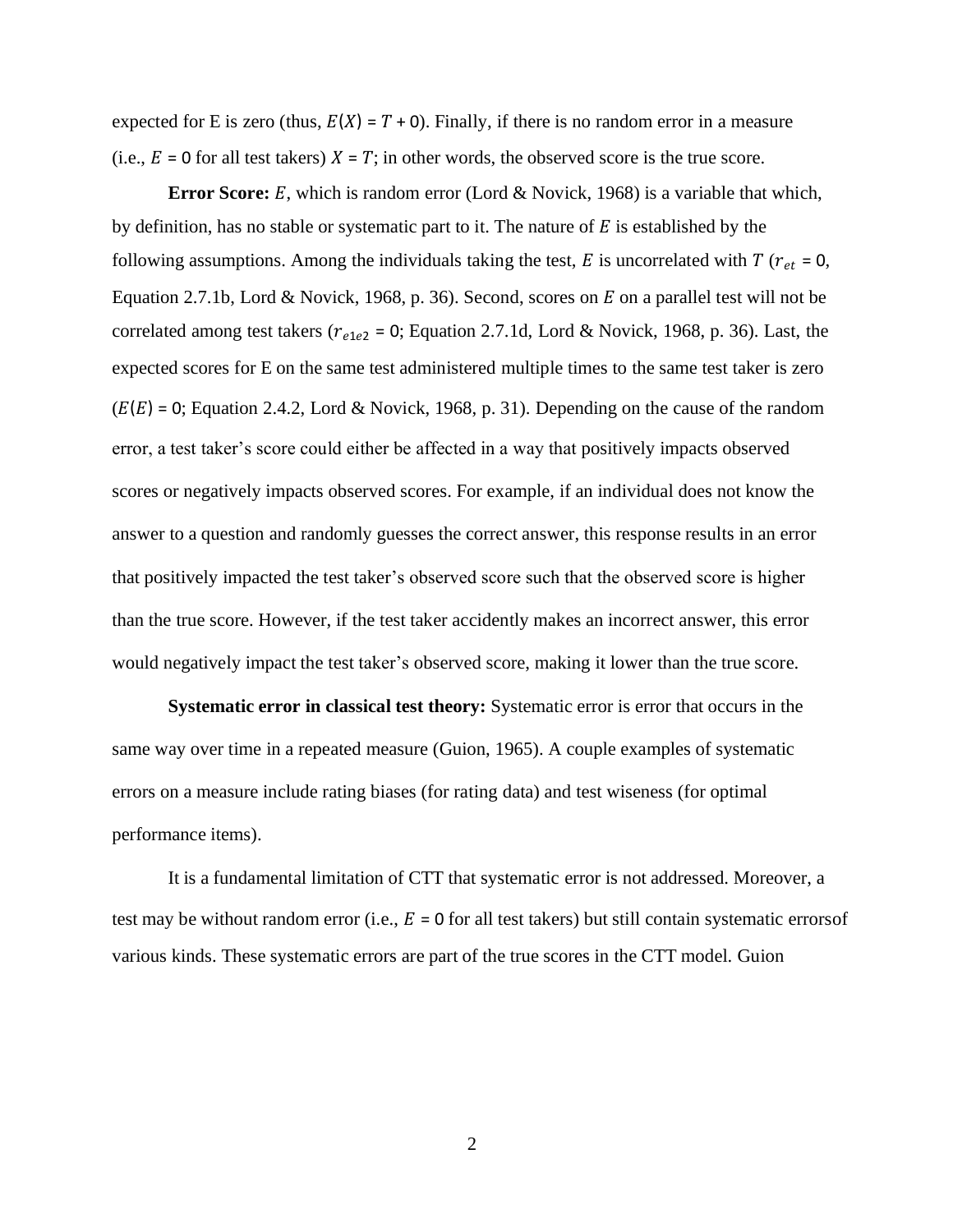expected for E is zero (thus, $E(X) = T + 0$). Finally, if there is no random error in a measure (i.e., $E = 0$ for all test takers) $X = T$; in other words, the observed score is the true score.

**Error Score:** $E$, which is random error (Lord & Novick, 1968) is a variable that which, by definition, has no stable or systematic part to it. The nature of $E$ is established by the following assumptions. Among the individuals taking the test, $E$ is uncorrelated with $T$ ($r_{et} = 0$, Equation 2.7.1b, Lord & Novick, 1968, p. 36). Second, scores on $E$ on a parallel test will not be correlated among test takers ($r_{e1e2} = 0$; Equation 2.7.1d, Lord & Novick, 1968, p. 36). Last, the expected scores for E on the same test administered multiple times to the same test taker is zero ($E(E) = 0$; Equation 2.4.2, Lord & Novick, 1968, p. 31). Depending on the cause of the random error, a test taker's score could either be affected in a way that positively impacts observed scores or negatively impacts observed scores. For example, if an individual does not know the answer to a question and randomly guesses the correct answer, this response results in an error that positively impacted the test taker's observed score such that the observed score is higher than the true score. However, if the test taker accidently makes an incorrect answer, this error would negatively impact the test taker's observed score, making it lower than the true score.

**Systematic error in classical test theory:** Systematic error is error that occurs in the same way over time in a repeated measure (Guion, 1965). A couple examples of systematic errors on a measure include rating biases (for rating data) and test wiseness (for optimal performance items).

It is a fundamental limitation of CTT that systematic error is not addressed. Moreover, a test may be without random error (i.e., $E = 0$ for all test takers) but still contain systematic errorsof various kinds. These systematic errors are part of the true scores in the CTT model. Guion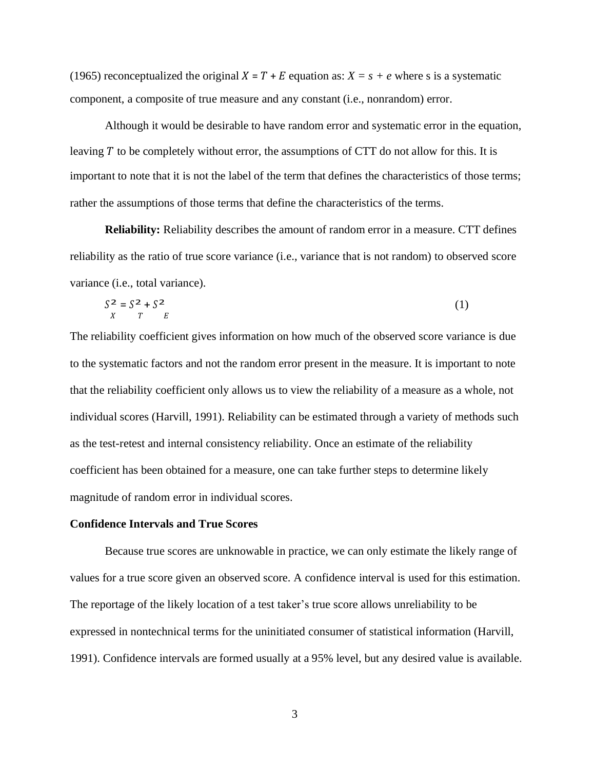(1965) reconceptualized the original $X = T + E$ equation as: $X = s + e$ where s is a systematic component, a composite of true measure and any constant (i.e., nonrandom) error.

Although it would be desirable to have random error and systematic error in the equation, leaving $T$ to be completely without error, the assumptions of CTT do not allow for this. It is important to note that it is not the label of the term that defines the characteristics of those terms; rather the assumptions of those terms that define the characteristics of the terms.

**Reliability:** Reliability describes the amount of random error in a measure. CTT defines reliability as the ratio of true score variance (i.e., variance that is not random) to observed score variance (i.e., total variance).

$$S_X^2 = S_T^2 + S_E^2 \quad (1)$$

The reliability coefficient gives information on how much of the observed score variance is due to the systematic factors and not the random error present in the measure. It is important to note that the reliability coefficient only allows us to view the reliability of a measure as a whole, not individual scores (Harvill, 1991). Reliability can be estimated through a variety of methods such as the test-retest and internal consistency reliability. Once an estimate of the reliability coefficient has been obtained for a measure, one can take further steps to determine likely magnitude of random error in individual scores.

**Confidence Intervals and True Scores**

Because true scores are unknowable in practice, we can only estimate the likely range of values for a true score given an observed score. A confidence interval is used for this estimation. The reportage of the likely location of a test taker's true score allows unreliability to be expressed in nontechnical terms for the uninitiated consumer of statistical information (Harvill, 1991). Confidence intervals are formed usually at a 95% level, but any desired value is available.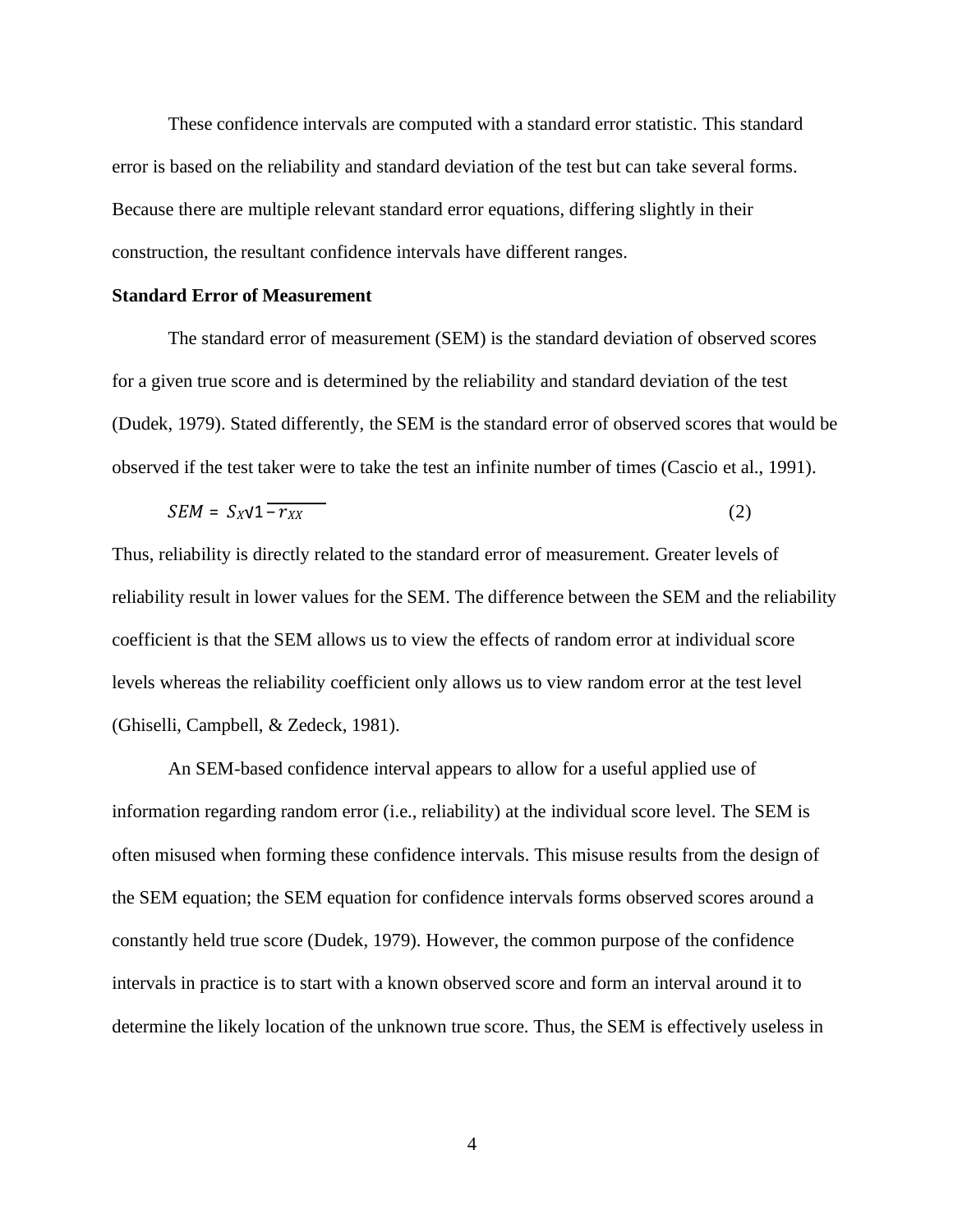These confidence intervals are computed with a standard error statistic. This standard error is based on the reliability and standard deviation of the test but can take several forms. Because there are multiple relevant standard error equations, differing slightly in their construction, the resultant confidence intervals have different ranges.

**Standard Error of Measurement**

The standard error of measurement (SEM) is the standard deviation of observed scores for a given true score and is determined by the reliability and standard deviation of the test (Dudek, 1979). Stated differently, the SEM is the standard error of observed scores that would be observed if the test taker were to take the test an infinite number of times (Cascio et al., 1991).

$$SEM = S_X\sqrt{1 - r_{XX}} \tag{2}$$

Thus, reliability is directly related to the standard error of measurement. Greater levels of reliability result in lower values for the SEM. The difference between the SEM and the reliability coefficient is that the SEM allows us to view the effects of random error at individual score levels whereas the reliability coefficient only allows us to view random error at the test level (Ghiselli, Campbell, & Zedeck, 1981).

An SEM-based confidence interval appears to allow for a useful applied use of information regarding random error (i.e., reliability) at the individual score level. The SEM is often misused when forming these confidence intervals. This misuse results from the design of the SEM equation; the SEM equation for confidence intervals forms observed scores around a constantly held true score (Dudek, 1979). However, the common purpose of the confidence intervals in practice is to start with a known observed score and form an interval around it to determine the likely location of the unknown true score. Thus, the SEM is effectively useless in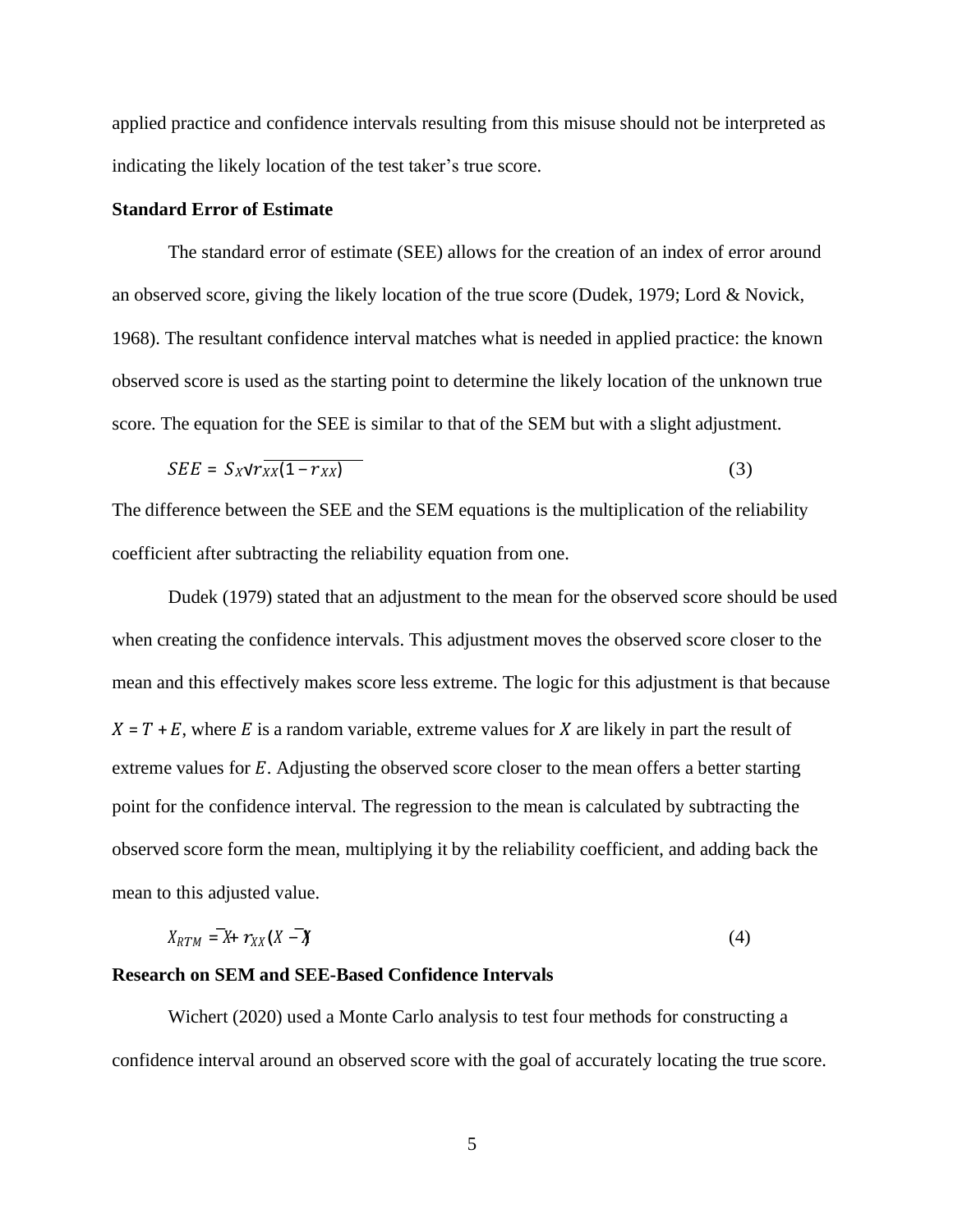applied practice and confidence intervals resulting from this misuse should not be interpreted as indicating the likely location of the test taker's true score.

**Standard Error of Estimate**

The standard error of estimate (SEE) allows for the creation of an index of error around an observed score, giving the likely location of the true score (Dudek, 1979; Lord & Novick, 1968). The resultant confidence interval matches what is needed in applied practice: the known observed score is used as the starting point to determine the likely location of the unknown true score. The equation for the SEE is similar to that of the SEM but with a slight adjustment.

$$SEE = S_X\sqrt{r_{XX}(1 - r_{XX})} \tag{3}$$

The difference between the SEE and the SEM equations is the multiplication of the reliability coefficient after subtracting the reliability equation from one.

Dudek (1979) stated that an adjustment to the mean for the observed score should be used when creating the confidence intervals. This adjustment moves the observed score closer to the mean and this effectively makes score less extreme. The logic for this adjustment is that because $X = T + E$, where $E$ is a random variable, extreme values for $X$ are likely in part the result of extreme values for $E$. Adjusting the observed score closer to the mean offers a better starting point for the confidence interval. The regression to the mean is calculated by subtracting the observed score form the mean, multiplying it by the reliability coefficient, and adding back the mean to this adjusted value.

$$X_{RTM} = \bar{X} + r_{XX}(X - \bar{X}) \tag{4}$$

**Research on SEM and SEE-Based Confidence Intervals**

Wichert (2020) used a Monte Carlo analysis to test four methods for constructing a confidence interval around an observed score with the goal of accurately locating the true score.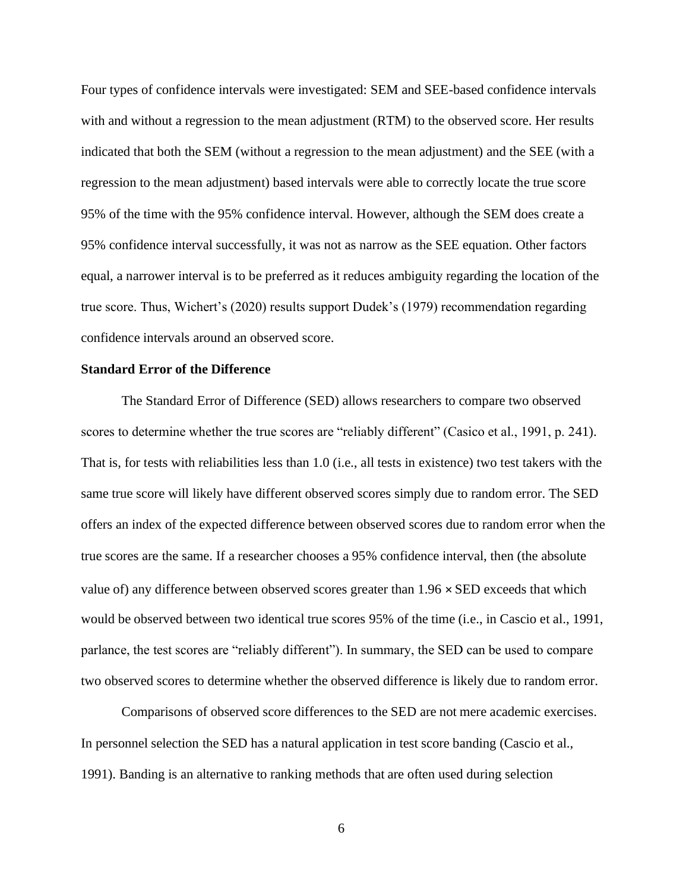Four types of confidence intervals were investigated: SEM and SEE-based confidence intervals with and without a regression to the mean adjustment (RTM) to the observed score. Her results indicated that both the SEM (without a regression to the mean adjustment) and the SEE (with a regression to the mean adjustment) based intervals were able to correctly locate the true score 95% of the time with the 95% confidence interval. However, although the SEM does create a 95% confidence interval successfully, it was not as narrow as the SEE equation. Other factors equal, a narrower interval is to be preferred as it reduces ambiguity regarding the location of the true score. Thus, Wichert's (2020) results support Dudek's (1979) recommendation regarding confidence intervals around an observed score.

**Standard Error of the Difference**

The Standard Error of Difference (SED) allows researchers to compare two observed scores to determine whether the true scores are "reliably different" (Casico et al., 1991, p. 241). That is, for tests with reliabilities less than 1.0 (i.e., all tests in existence) two test takers with the same true score will likely have different observed scores simply due to random error. The SED offers an index of the expected difference between observed scores due to random error when the true scores are the same. If a researcher chooses a 95% confidence interval, then (the absolute value of) any difference between observed scores greater than $1.96 \times$ SED exceeds that which would be observed between two identical true scores 95% of the time (i.e., in Cascio et al., 1991, parlance, the test scores are "reliably different"). In summary, the SED can be used to compare two observed scores to determine whether the observed difference is likely due to random error.

Comparisons of observed score differences to the SED are not mere academic exercises. In personnel selection the SED has a natural application in test score banding (Cascio et al., 1991). Banding is an alternative to ranking methods that are often used during selection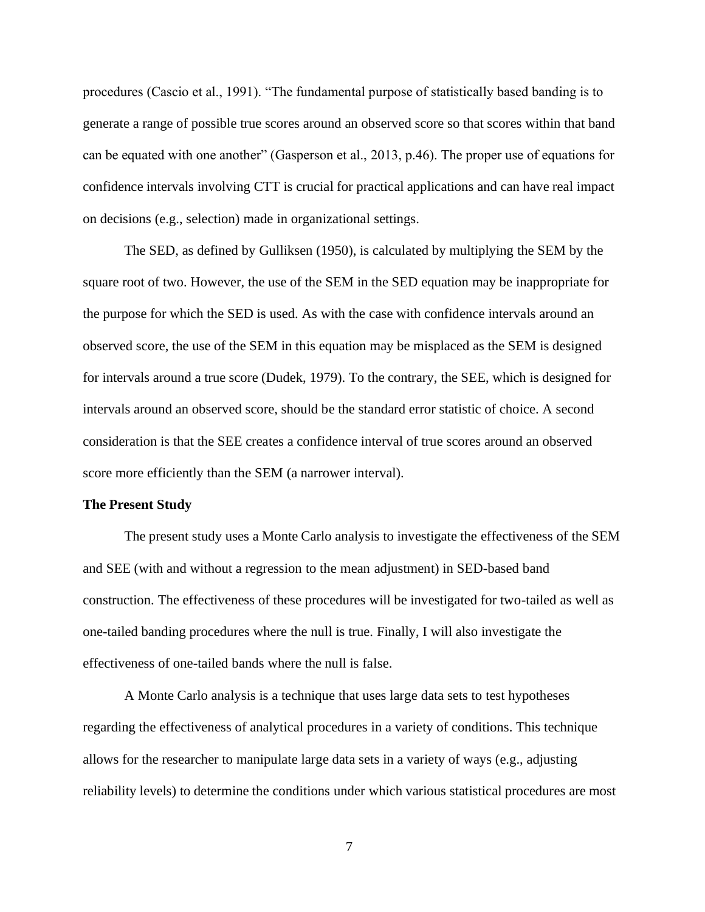procedures (Cascio et al., 1991). "The fundamental purpose of statistically based banding is to generate a range of possible true scores around an observed score so that scores within that band can be equated with one another" (Gasperson et al., 2013, p.46). The proper use of equations for confidence intervals involving CTT is crucial for practical applications and can have real impact on decisions (e.g., selection) made in organizational settings.

The SED, as defined by Gulliksen (1950), is calculated by multiplying the SEM by the square root of two. However, the use of the SEM in the SED equation may be inappropriate for the purpose for which the SED is used. As with the case with confidence intervals around an observed score, the use of the SEM in this equation may be misplaced as the SEM is designed for intervals around a true score (Dudek, 1979). To the contrary, the SEE, which is designed for intervals around an observed score, should be the standard error statistic of choice. A second consideration is that the SEE creates a confidence interval of true scores around an observed score more efficiently than the SEM (a narrower interval).

**The Present Study**

The present study uses a Monte Carlo analysis to investigate the effectiveness of the SEM and SEE (with and without a regression to the mean adjustment) in SED-based band construction. The effectiveness of these procedures will be investigated for two-tailed as well as one-tailed banding procedures where the null is true. Finally, I will also investigate the effectiveness of one-tailed bands where the null is false.

A Monte Carlo analysis is a technique that uses large data sets to test hypotheses regarding the effectiveness of analytical procedures in a variety of conditions. This technique allows for the researcher to manipulate large data sets in a variety of ways (e.g., adjusting reliability levels) to determine the conditions under which various statistical procedures are most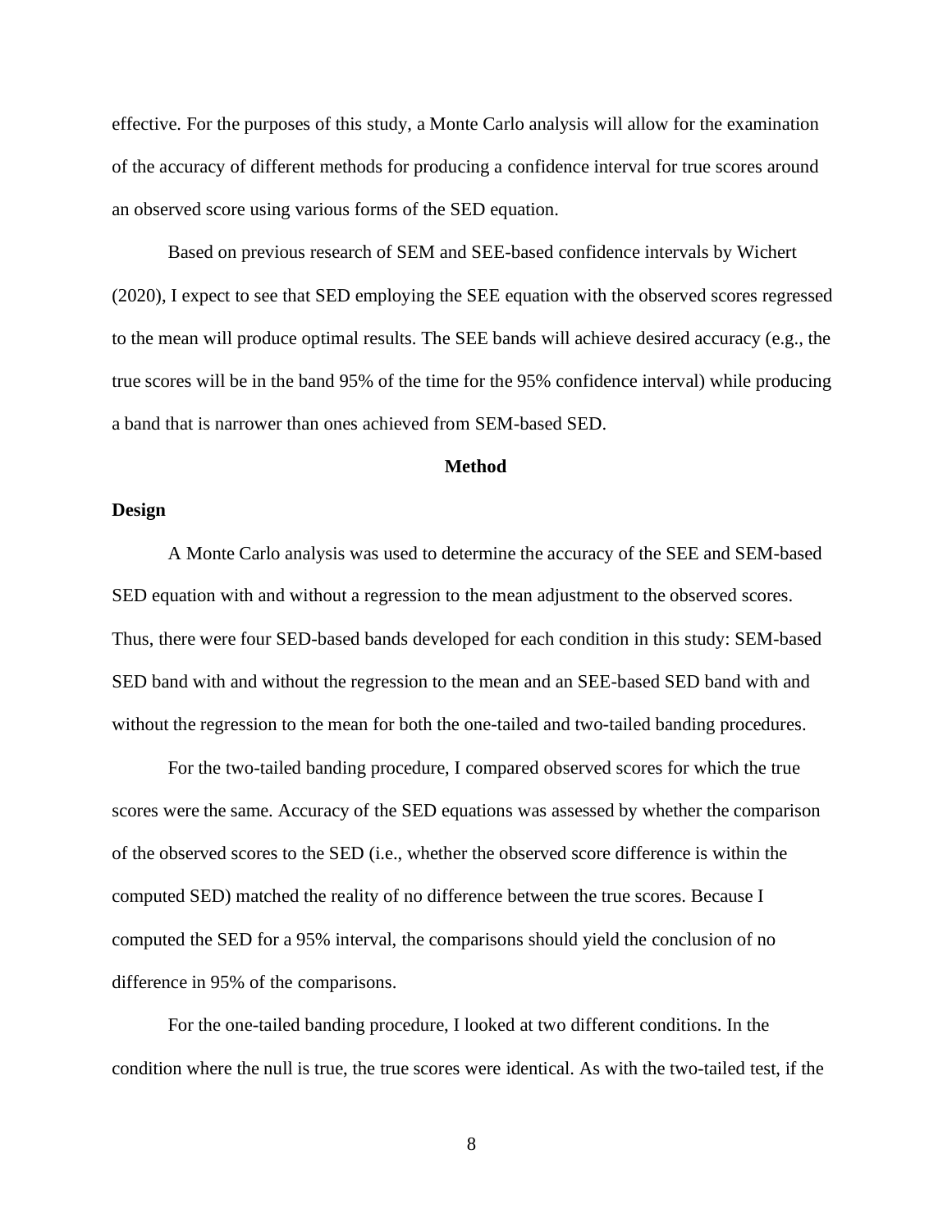effective. For the purposes of this study, a Monte Carlo analysis will allow for the examination of the accuracy of different methods for producing a confidence interval for true scores around an observed score using various forms of the SED equation.

Based on previous research of SEM and SEE-based confidence intervals by Wichert (2020), I expect to see that SED employing the SEE equation with the observed scores regressed to the mean will produce optimal results. The SEE bands will achieve desired accuracy (e.g., the true scores will be in the band 95% of the time for the 95% confidence interval) while producing a band that is narrower than ones achieved from SEM-based SED.

# Method

## Design

A Monte Carlo analysis was used to determine the accuracy of the SEE and SEM-based SED equation with and without a regression to the mean adjustment to the observed scores. Thus, there were four SED-based bands developed for each condition in this study: SEM-based SED band with and without the regression to the mean and an SEE-based SED band with and without the regression to the mean for both the one-tailed and two-tailed banding procedures.

For the two-tailed banding procedure, I compared observed scores for which the true scores were the same. Accuracy of the SED equations was assessed by whether the comparison of the observed scores to the SED (i.e., whether the observed score difference is within the computed SED) matched the reality of no difference between the true scores. Because I computed the SED for a 95% interval, the comparisons should yield the conclusion of no difference in 95% of the comparisons.

For the one-tailed banding procedure, I looked at two different conditions. In the condition where the null is true, the true scores were identical. As with the two-tailed test, if the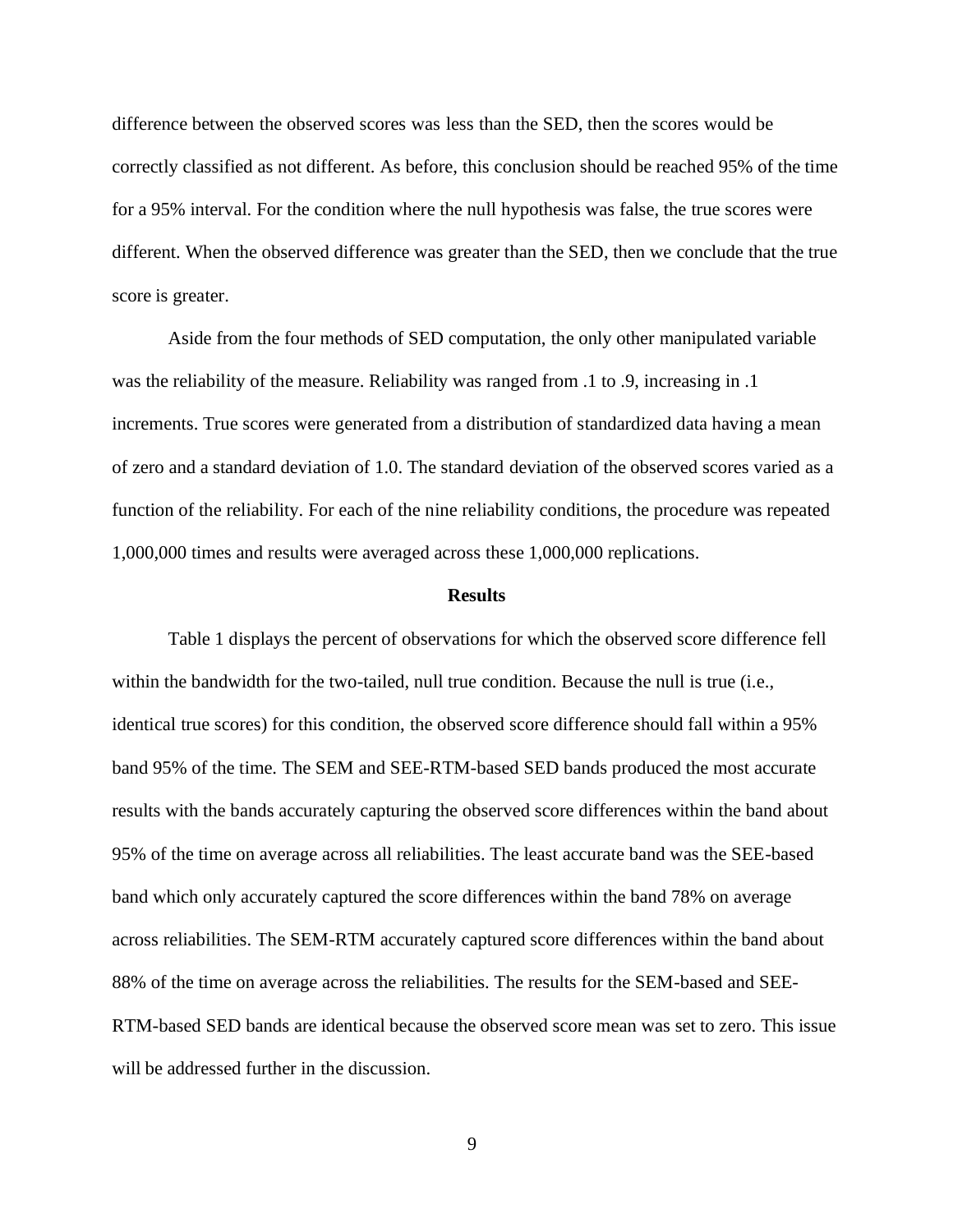difference between the observed scores was less than the SED, then the scores would be correctly classified as not different. As before, this conclusion should be reached 95% of the time for a 95% interval. For the condition where the null hypothesis was false, the true scores were different. When the observed difference was greater than the SED, then we conclude that the true score is greater.

Aside from the four methods of SED computation, the only other manipulated variable was the reliability of the measure. Reliability was ranged from .1 to .9, increasing in .1 increments. True scores were generated from a distribution of standardized data having a mean of zero and a standard deviation of 1.0. The standard deviation of the observed scores varied as a function of the reliability. For each of the nine reliability conditions, the procedure was repeated 1,000,000 times and results were averaged across these 1,000,000 replications.

## Results

Table 1 displays the percent of observations for which the observed score difference fell within the bandwidth for the two-tailed, null true condition. Because the null is true (i.e., identical true scores) for this condition, the observed score difference should fall within a 95% band 95% of the time. The SEM and SEE-RTM-based SED bands produced the most accurate results with the bands accurately capturing the observed score differences within the band about 95% of the time on average across all reliabilities. The least accurate band was the SEE-based band which only accurately captured the score differences within the band 78% on average across reliabilities. The SEM-RTM accurately captured score differences within the band about 88% of the time on average across the reliabilities. The results for the SEM-based and SEE-RTM-based SED bands are identical because the observed score mean was set to zero. This issue will be addressed further in the discussion.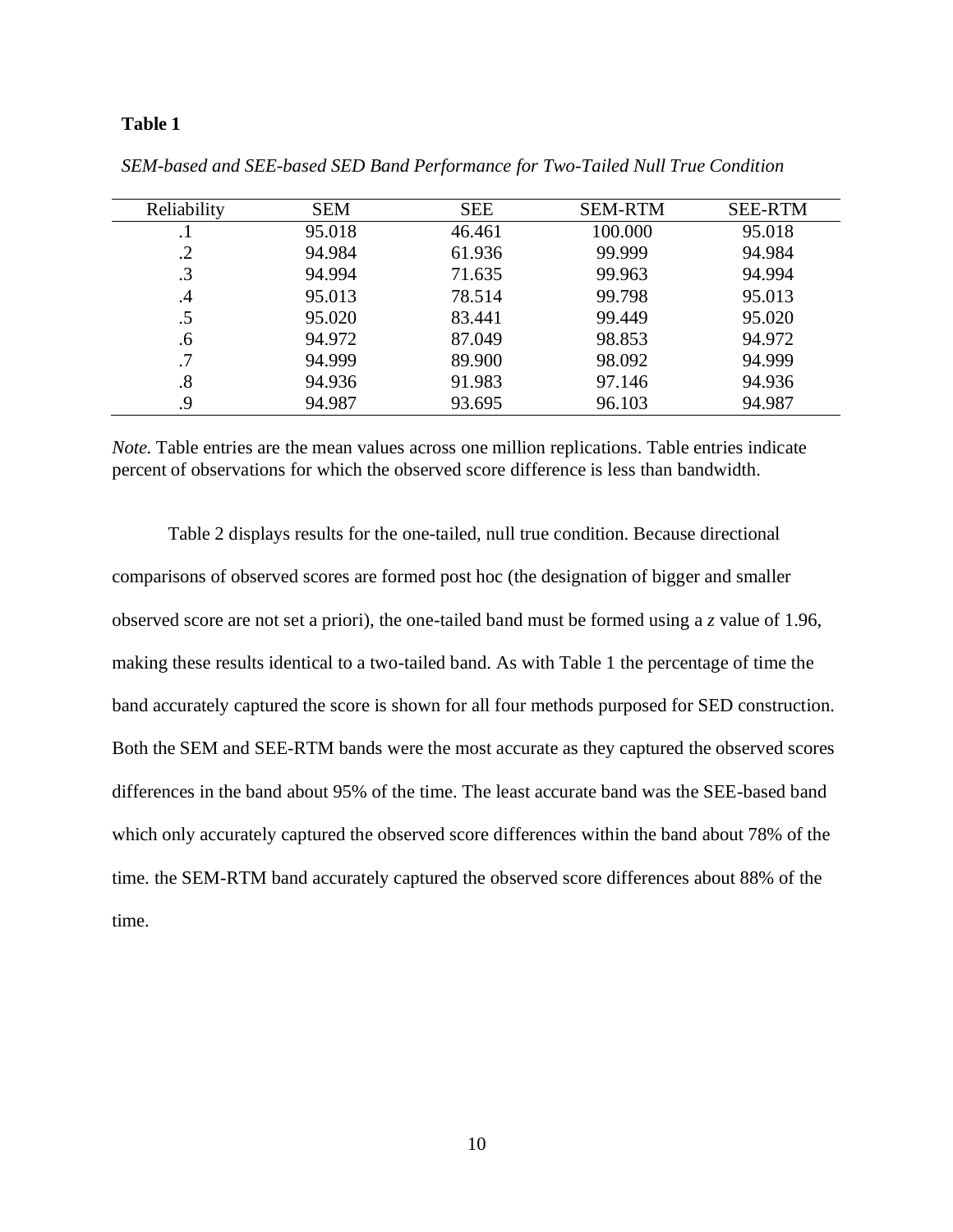**Table 1**

*SEM-based and SEE-based SED Band Performance for Two-Tailed Null True Condition*

| Reliability | SEM | SEE | SEM-RTM | SEE-RTM |
|---|---|---|---|---|
| .1 | 95.018 | 46.461 | 100.000 | 95.018 |
| .2 | 94.984 | 61.936 | 99.999 | 94.984 |
| .3 | 94.994 | 71.635 | 99.963 | 94.994 |
| .4 | 95.013 | 78.514 | 99.798 | 95.013 |
| .5 | 95.020 | 83.441 | 99.449 | 95.020 |
| .6 | 94.972 | 87.049 | 98.853 | 94.972 |
| .7 | 94.999 | 89.900 | 98.092 | 94.999 |
| .8 | 94.936 | 91.983 | 97.146 | 94.936 |
| .9 | 94.987 | 93.695 | 96.103 | 94.987 |

*Note.* Table entries are the mean values across one million replications. Table entries indicate percent of observations for which the observed score difference is less than bandwidth.

Table 2 displays results for the one-tailed, null true condition. Because directional comparisons of observed scores are formed post hoc (the designation of bigger and smaller observed score are not set a priori), the one-tailed band must be formed using a $z$ value of 1.96, making these results identical to a two-tailed band. As with Table 1 the percentage of time the band accurately captured the score is shown for all four methods purposed for SED construction. Both the SEM and SEE-RTM bands were the most accurate as they captured the observed scores differences in the band about 95% of the time. The least accurate band was the SEE-based band which only accurately captured the observed score differences within the band about 78% of the time. the SEM-RTM band accurately captured the observed score differences about 88% of the time.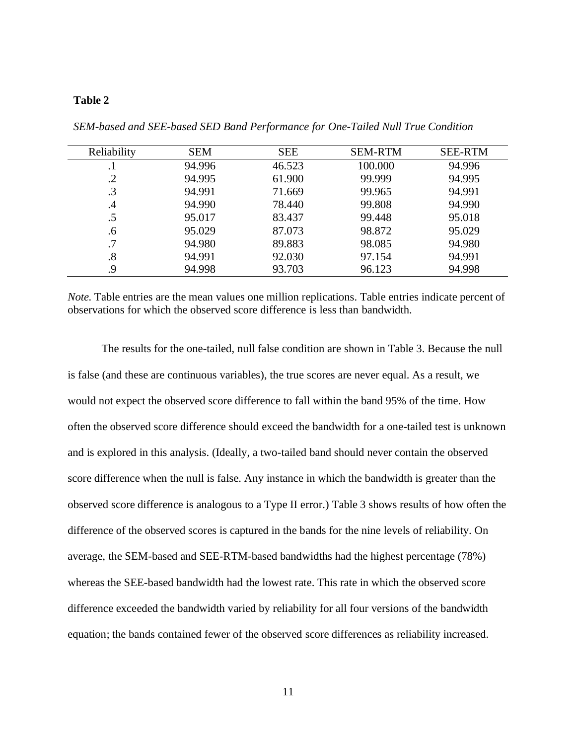**Table 2**

*SEM-based and SEE-based SED Band Performance for One-Tailed Null True Condition*

| Reliability | SEM | SEE | SEM-RTM | SEE-RTM |
|---|---|---|---|---|
| .1 | 94.996 | 46.523 | 100.000 | 94.996 |
| .2 | 94.995 | 61.900 | 99.999 | 94.995 |
| .3 | 94.991 | 71.669 | 99.965 | 94.991 |
| .4 | 94.990 | 78.440 | 99.808 | 94.990 |
| .5 | 95.017 | 83.437 | 99.448 | 95.018 |
| .6 | 95.029 | 87.073 | 98.872 | 95.029 |
| .7 | 94.980 | 89.883 | 98.085 | 94.980 |
| .8 | 94.991 | 92.030 | 97.154 | 94.991 |
| .9 | 94.998 | 93.703 | 96.123 | 94.998 |

*Note.* Table entries are the mean values one million replications. Table entries indicate percent of observations for which the observed score difference is less than bandwidth.

The results for the one-tailed, null false condition are shown in Table 3. Because the null is false (and these are continuous variables), the true scores are never equal. As a result, we would not expect the observed score difference to fall within the band 95% of the time. How often the observed score difference should exceed the bandwidth for a one-tailed test is unknown and is explored in this analysis. (Ideally, a two-tailed band should never contain the observed score difference when the null is false. Any instance in which the bandwidth is greater than the observed score difference is analogous to a Type II error.) Table 3 shows results of how often the difference of the observed scores is captured in the bands for the nine levels of reliability. On average, the SEM-based and SEE-RTM-based bandwidths had the highest percentage (78%) whereas the SEE-based bandwidth had the lowest rate. This rate in which the observed score difference exceeded the bandwidth varied by reliability for all four versions of the bandwidth equation; the bands contained fewer of the observed score differences as reliability increased.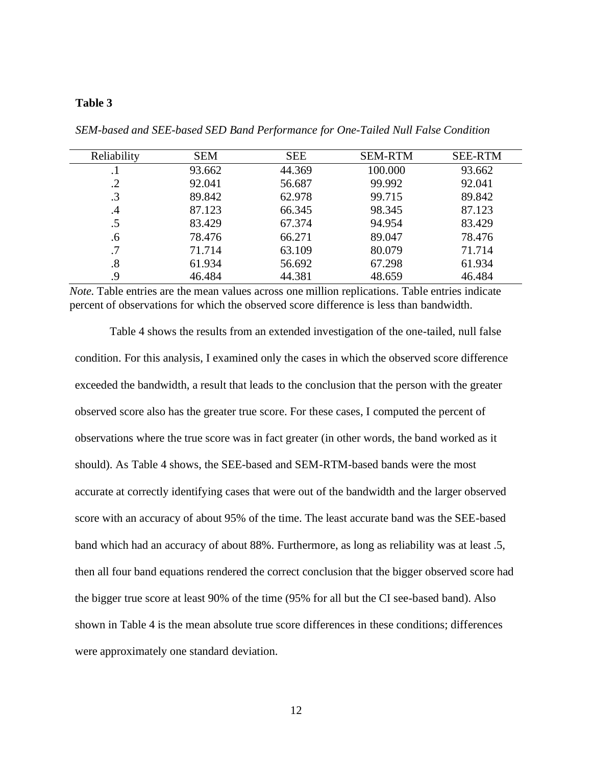**Table 3**

*SEM-based and SEE-based SED Band Performance for One-Tailed Null False Condition*

| Reliability | SEM | SEE | SEM-RTM | SEE-RTM |
|---|---|---|---|---|
| .1 | 93.662 | 44.369 | 100.000 | 93.662 |
| .2 | 92.041 | 56.687 | 99.992 | 92.041 |
| .3 | 89.842 | 62.978 | 99.715 | 89.842 |
| .4 | 87.123 | 66.345 | 98.345 | 87.123 |
| .5 | 83.429 | 67.374 | 94.954 | 83.429 |
| .6 | 78.476 | 66.271 | 89.047 | 78.476 |
| .7 | 71.714 | 63.109 | 80.079 | 71.714 |
| .8 | 61.934 | 56.692 | 67.298 | 61.934 |
| .9 | 46.484 | 44.381 | 48.659 | 46.484 |

*Note.* Table entries are the mean values across one million replications. Table entries indicate percent of observations for which the observed score difference is less than bandwidth.

Table 4 shows the results from an extended investigation of the one-tailed, null false condition. For this analysis, I examined only the cases in which the observed score difference exceeded the bandwidth, a result that leads to the conclusion that the person with the greater observed score also has the greater true score. For these cases, I computed the percent of observations where the true score was in fact greater (in other words, the band worked as it should). As Table 4 shows, the SEE-based and SEM-RTM-based bands were the most accurate at correctly identifying cases that were out of the bandwidth and the larger observed score with an accuracy of about 95% of the time. The least accurate band was the SEE-based band which had an accuracy of about 88%. Furthermore, as long as reliability was at least .5, then all four band equations rendered the correct conclusion that the bigger observed score had the bigger true score at least 90% of the time (95% for all but the CI see-based band). Also shown in Table 4 is the mean absolute true score differences in these conditions; differences were approximately one standard deviation.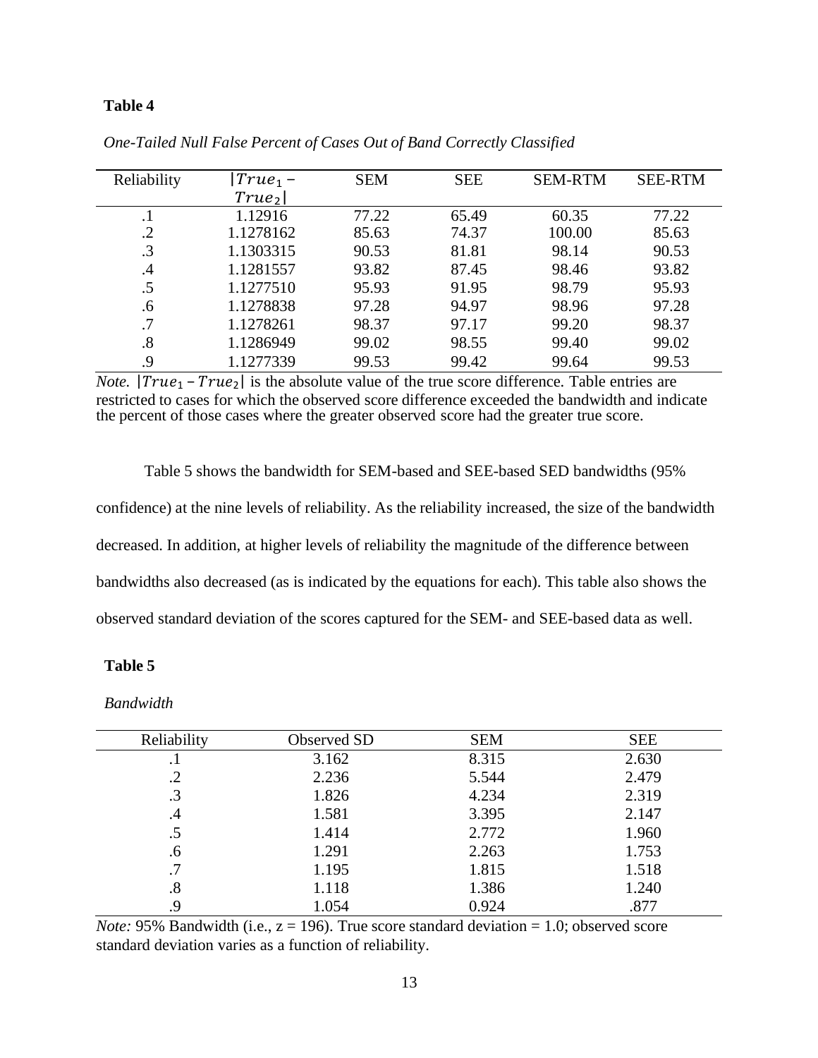**Table 4**

*One-Tailed Null False Percent of Cases Out of Band Correctly Classified*

| Reliability | $\lvert True_1 - True_2 \rvert$ | SEM | SEE | SEM-RTM | SEE-RTM |
|---|---|---|---|---|---|
| .1 | 1.12916 | 77.22 | 65.49 | 60.35 | 77.22 |
| .2 | 1.1278162 | 85.63 | 74.37 | 100.00 | 85.63 |
| .3 | 1.1303315 | 90.53 | 81.81 | 98.14 | 90.53 |
| .4 | 1.1281557 | 93.82 | 87.45 | 98.46 | 93.82 |
| .5 | 1.1277510 | 95.93 | 91.95 | 98.79 | 95.93 |
| .6 | 1.1278838 | 97.28 | 94.97 | 98.96 | 97.28 |
| .7 | 1.1278261 | 98.37 | 97.17 | 99.20 | 98.37 |
| .8 | 1.1286949 | 99.02 | 98.55 | 99.40 | 99.02 |
| .9 | 1.1277339 | 99.53 | 99.42 | 99.64 | 99.53 |

*Note.* $\lvert True_1 - True_2 \rvert$ is the absolute value of the true score difference. Table entries are restricted to cases for which the observed score difference exceeded the bandwidth and indicate the percent of those cases where the greater observed score had the greater true score.

Table 5 shows the bandwidth for SEM-based and SEE-based SED bandwidths (95% confidence) at the nine levels of reliability. As the reliability increased, the size of the bandwidth decreased. In addition, at higher levels of reliability the magnitude of the difference between bandwidths also decreased (as is indicated by the equations for each). This table also shows the observed standard deviation of the scores captured for the SEM- and SEE-based data as well.

**Table 5**

*Bandwidth*

| Reliability | Observed SD | SEM | SEE |
|---|---|---|---|
| .1 | 3.162 | 8.315 | 2.630 |
| .2 | 2.236 | 5.544 | 2.479 |
| .3 | 1.826 | 4.234 | 2.319 |
| .4 | 1.581 | 3.395 | 2.147 |
| .5 | 1.414 | 2.772 | 1.960 |
| .6 | 1.291 | 2.263 | 1.753 |
| .7 | 1.195 | 1.815 | 1.518 |
| .8 | 1.118 | 1.386 | 1.240 |
| .9 | 1.054 | 0.924 | .877 |

*Note:* 95% Bandwidth (i.e., z = 196). True score standard deviation = 1.0; observed score standard deviation varies as a function of reliability.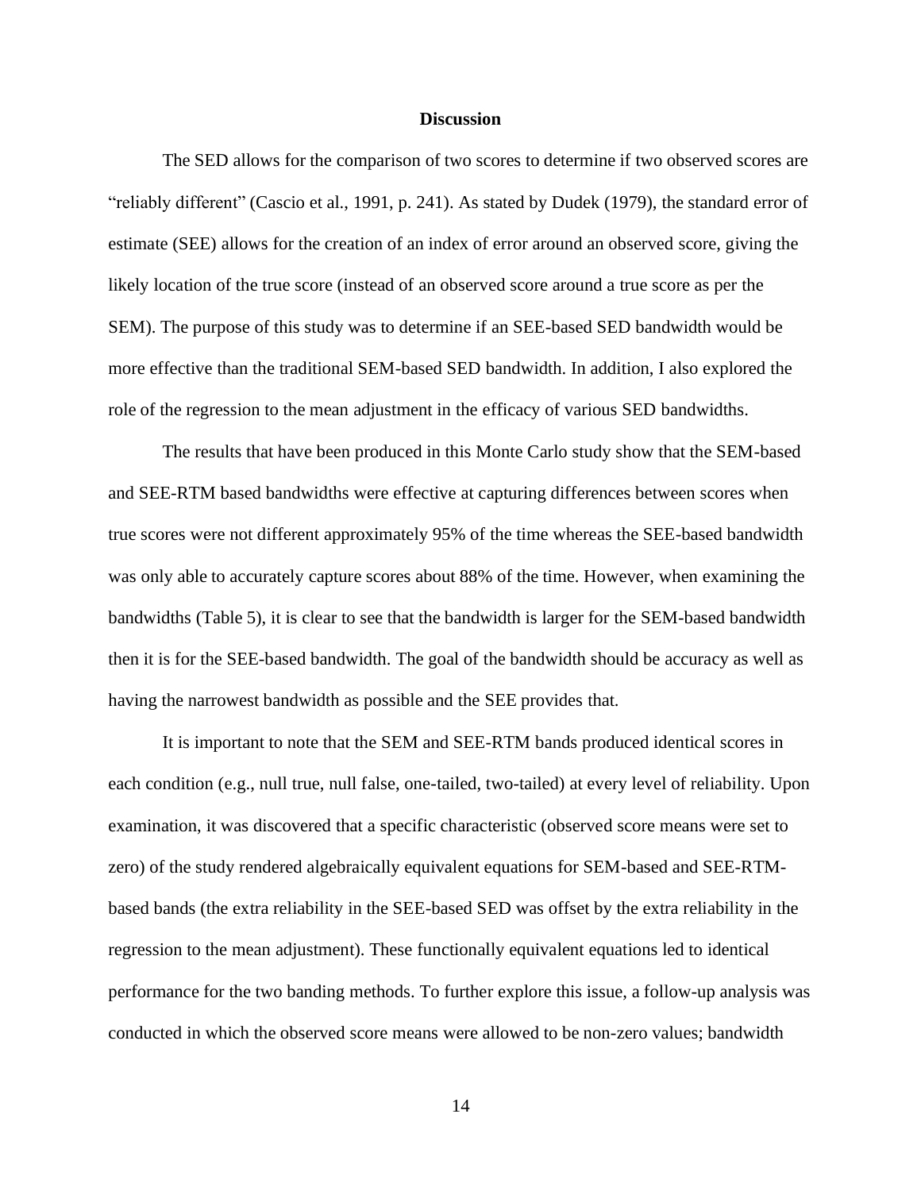## Discussion

The SED allows for the comparison of two scores to determine if two observed scores are "reliably different" (Cascio et al., 1991, p. 241). As stated by Dudek (1979), the standard error of estimate (SEE) allows for the creation of an index of error around an observed score, giving the likely location of the true score (instead of an observed score around a true score as per the SEM). The purpose of this study was to determine if an SEE-based SED bandwidth would be more effective than the traditional SEM-based SED bandwidth. In addition, I also explored the role of the regression to the mean adjustment in the efficacy of various SED bandwidths.

The results that have been produced in this Monte Carlo study show that the SEM-based and SEE-RTM based bandwidths were effective at capturing differences between scores when true scores were not different approximately 95% of the time whereas the SEE-based bandwidth was only able to accurately capture scores about 88% of the time. However, when examining the bandwidths (Table 5), it is clear to see that the bandwidth is larger for the SEM-based bandwidth then it is for the SEE-based bandwidth. The goal of the bandwidth should be accuracy as well as having the narrowest bandwidth as possible and the SEE provides that.

It is important to note that the SEM and SEE-RTM bands produced identical scores in each condition (e.g., null true, null false, one-tailed, two-tailed) at every level of reliability. Upon examination, it was discovered that a specific characteristic (observed score means were set to zero) of the study rendered algebraically equivalent equations for SEM-based and SEE-RTM-based bands (the extra reliability in the SEE-based SED was offset by the extra reliability in the regression to the mean adjustment). These functionally equivalent equations led to identical performance for the two banding methods. To further explore this issue, a follow-up analysis was conducted in which the observed score means were allowed to be non-zero values; bandwidth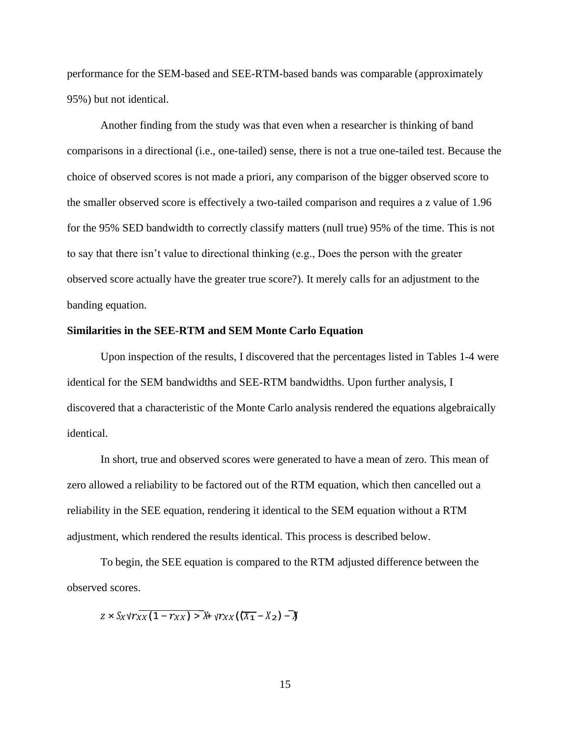performance for the SEM-based and SEE-RTM-based bands was comparable (approximately 95%) but not identical.

Another finding from the study was that even when a researcher is thinking of band comparisons in a directional (i.e., one-tailed) sense, there is not a true one-tailed test. Because the choice of observed scores is not made a priori, any comparison of the bigger observed score to the smaller observed score is effectively a two-tailed comparison and requires a z value of 1.96 for the 95% SED bandwidth to correctly classify matters (null true) 95% of the time. This is not to say that there isn't value to directional thinking (e.g., Does the person with the greater observed score actually have the greater true score?). It merely calls for an adjustment to the banding equation.

**Similarities in the SEE-RTM and SEM Monte Carlo Equation**

Upon inspection of the results, I discovered that the percentages listed in Tables 1-4 were identical for the SEM bandwidths and SEE-RTM bandwidths. Upon further analysis, I discovered that a characteristic of the Monte Carlo analysis rendered the equations algebraically identical.

In short, true and observed scores were generated to have a mean of zero. This mean of zero allowed a reliability to be factored out of the RTM equation, which then cancelled out a reliability in the SEE equation, rendering it identical to the SEM equation without a RTM adjustment, which rendered the results identical. This process is described below.

To begin, the SEE equation is compared to the RTM adjusted difference between the observed scores.

$$z \times S_X\sqrt{r_{XX}(1 - r_{XX})} > \bar{X} + r_{XX}((X_1 - X_2) - \bar{X})$$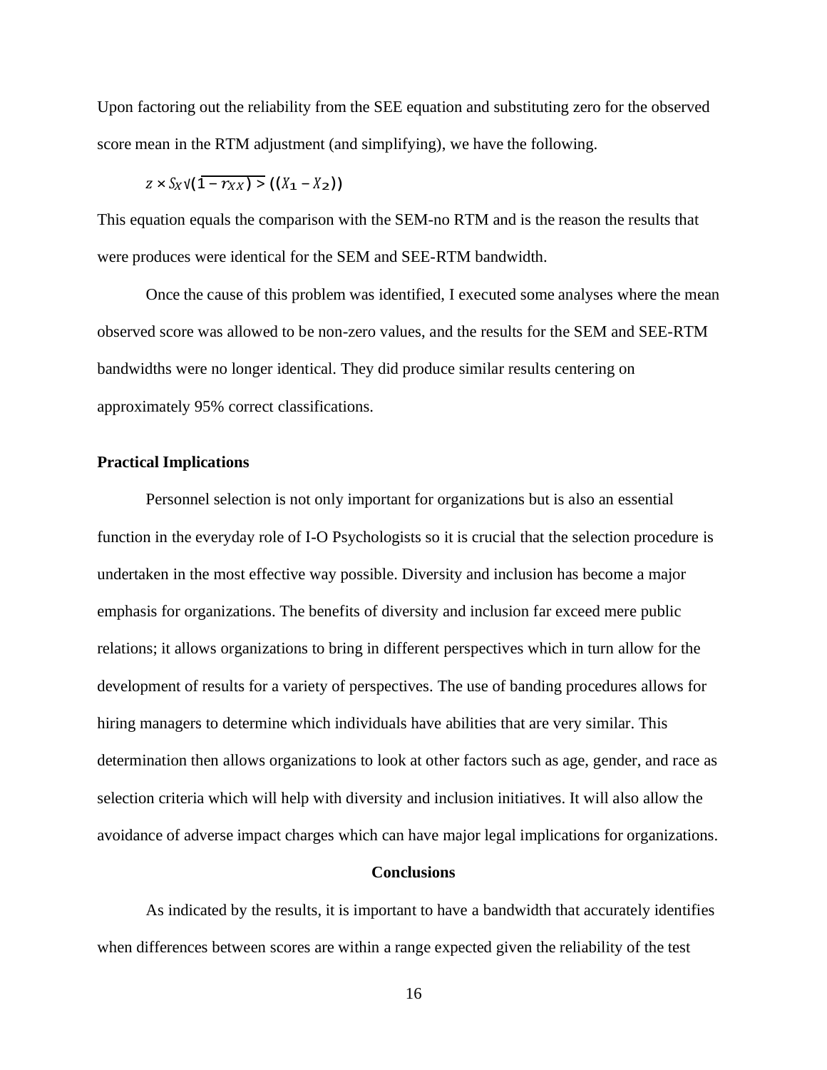Upon factoring out the reliability from the SEE equation and substituting zero for the observed score mean in the RTM adjustment (and simplifying), we have the following.

$$z \times S_X\sqrt{(1 - r_{XX})} > ((X_1 - X_2))$$

This equation equals the comparison with the SEM-no RTM and is the reason the results that were produces were identical for the SEM and SEE-RTM bandwidth.

Once the cause of this problem was identified, I executed some analyses where the mean observed score was allowed to be non-zero values, and the results for the SEM and SEE-RTM bandwidths were no longer identical. They did produce similar results centering on approximately 95% correct classifications.

### Practical Implications

Personnel selection is not only important for organizations but is also an essential function in the everyday role of I-O Psychologists so it is crucial that the selection procedure is undertaken in the most effective way possible. Diversity and inclusion has become a major emphasis for organizations. The benefits of diversity and inclusion far exceed mere public relations; it allows organizations to bring in different perspectives which in turn allow for the development of results for a variety of perspectives. The use of banding procedures allows for hiring managers to determine which individuals have abilities that are very similar. This determination then allows organizations to look at other factors such as age, gender, and race as selection criteria which will help with diversity and inclusion initiatives. It will also allow the avoidance of adverse impact charges which can have major legal implications for organizations.

## Conclusions

As indicated by the results, it is important to have a bandwidth that accurately identifies when differences between scores are within a range expected given the reliability of the test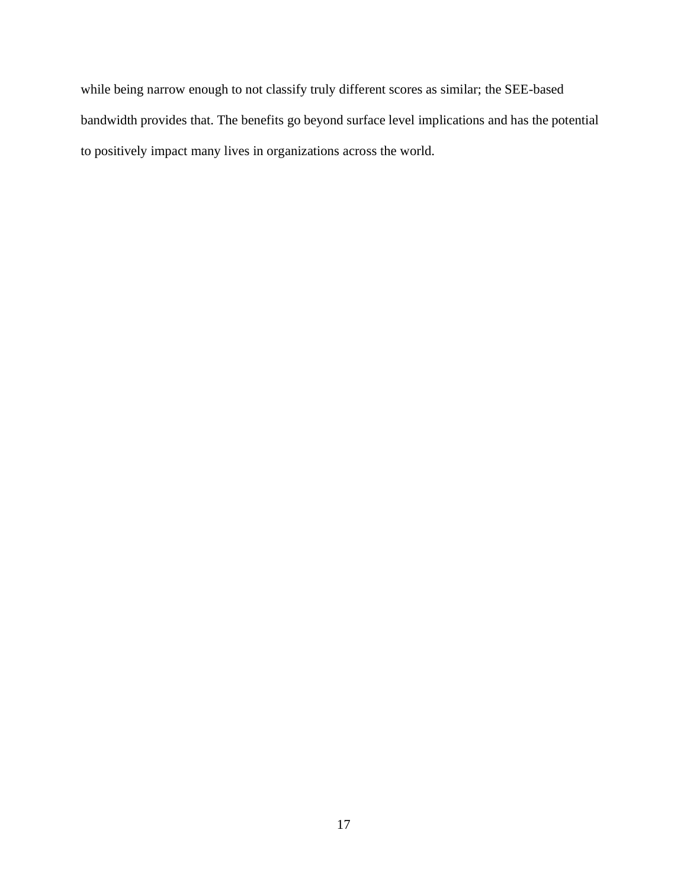while being narrow enough to not classify truly different scores as similar; the SEE-based bandwidth provides that. The benefits go beyond surface level implications and has the potential to positively impact many lives in organizations across the world.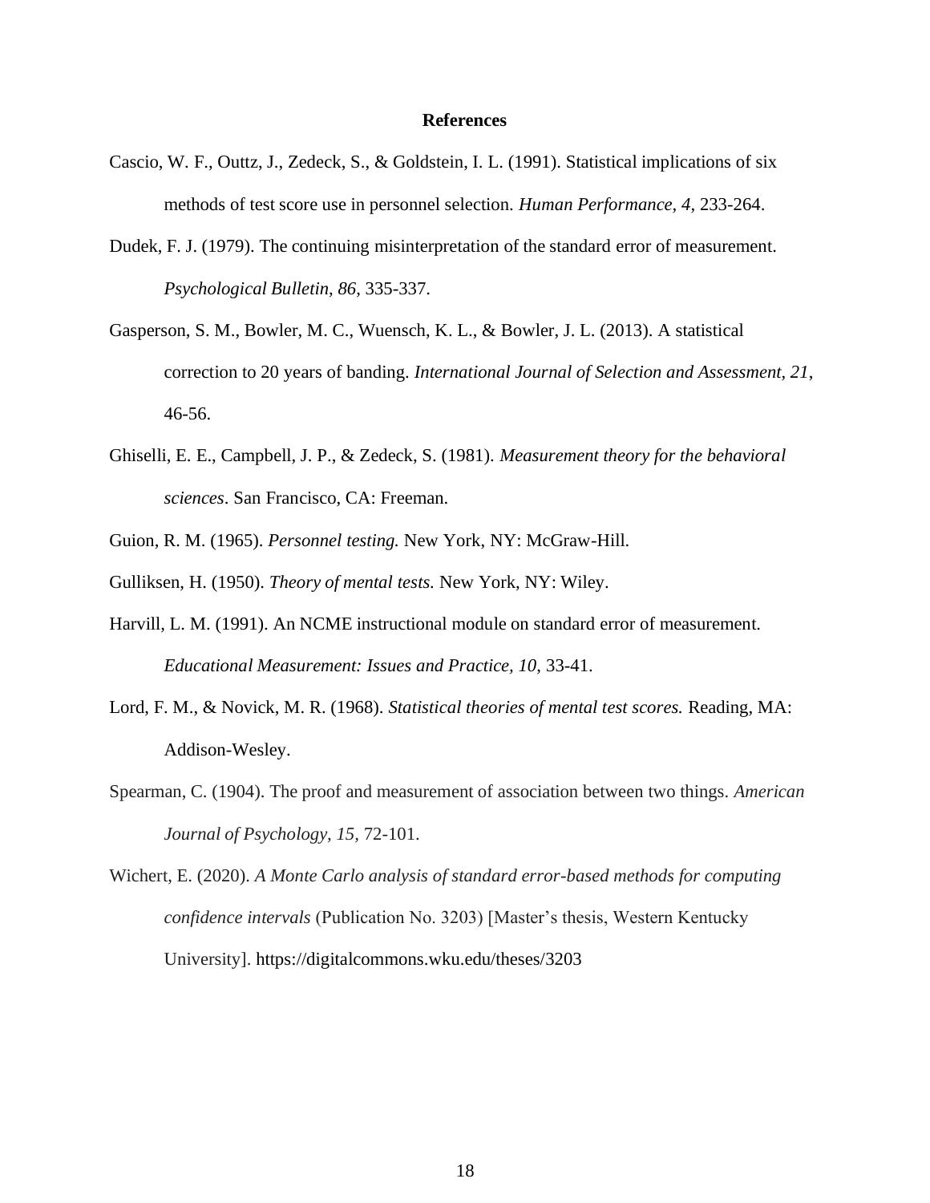# References

Cascio, W. F., Outtz, J., Zedeck, S., & Goldstein, I. L. (1991). Statistical implications of six methods of test score use in personnel selection. *Human Performance*, *4*, 233-264.

Dudek, F. J. (1979). The continuing misinterpretation of the standard error of measurement. *Psychological Bulletin, 86*, 335-337.

Gasperson, S. M., Bowler, M. C., Wuensch, K. L., & Bowler, J. L. (2013). A statistical correction to 20 years of banding. *International Journal of Selection and Assessment, 21*, 46-56.

Ghiselli, E. E., Campbell, J. P., & Zedeck, S. (1981). *Measurement theory for the behavioral sciences*. San Francisco, CA: Freeman.

Guion, R. M. (1965). *Personnel testing.* New York, NY: McGraw-Hill.

Gulliksen, H. (1950). *Theory of mental tests.* New York, NY: Wiley.

Harvill, L. M. (1991). An NCME instructional module on standard error of measurement. *Educational Measurement: Issues and Practice, 10,* 33-41.

Lord, F. M., & Novick, M. R. (1968). *Statistical theories of mental test scores.* Reading, MA: Addison-Wesley.

Spearman, C. (1904). The proof and measurement of association between two things. *American Journal of Psychology*, *15,* 72-101.

Wichert, E. (2020). *A Monte Carlo analysis of standard error-based methods for computing confidence intervals* (Publication No. 3203) [Master's thesis, Western Kentucky University]. https://digitalcommons.wku.edu/theses/3203